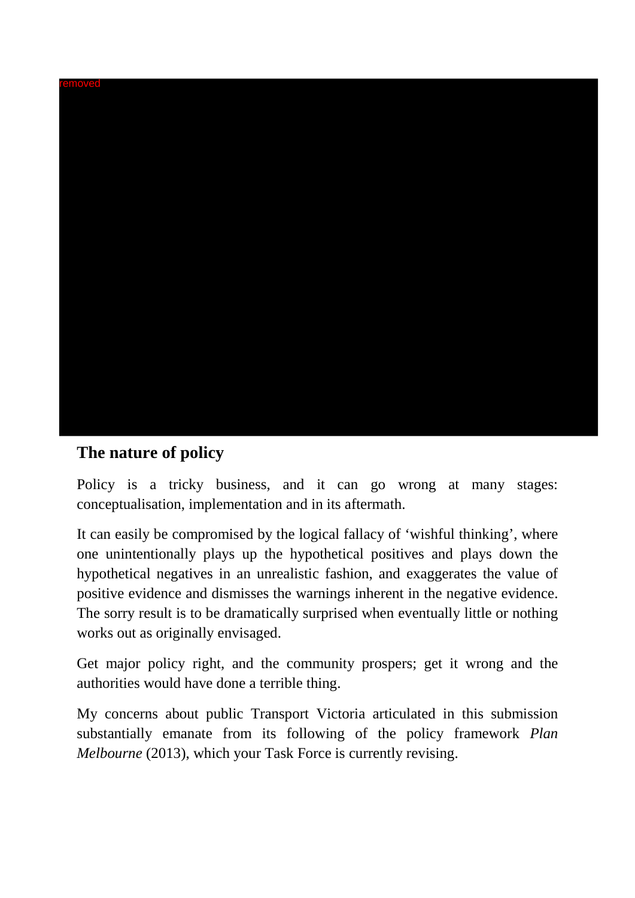removed

## The nature of policy

Policy is a tricky business, and it can go wrong at many stages: conceptualisation, implementation and in its aftermath.

It can easily be compromised by the logical fallacy of 'wishful thinking', where one unintentionally plays up the hypothetical positives and plays down the hypothetical negatives in an unrealistic fashion, and exaggerates the value of positive evidence and dismisses the warnings inherent in the negative evidence. The sorry result is to be dramatically surprised when eventually little or nothing works out as originally envisaged.

Get major policy right, and the community prospers; get it wrong and the authorities would have done a terrible thing.

My concerns about public Transport Victoria articulated in this submission substantially emanate from its following of the policy framework *Plan Melbourne* (2013), which your Task Force is currently revising.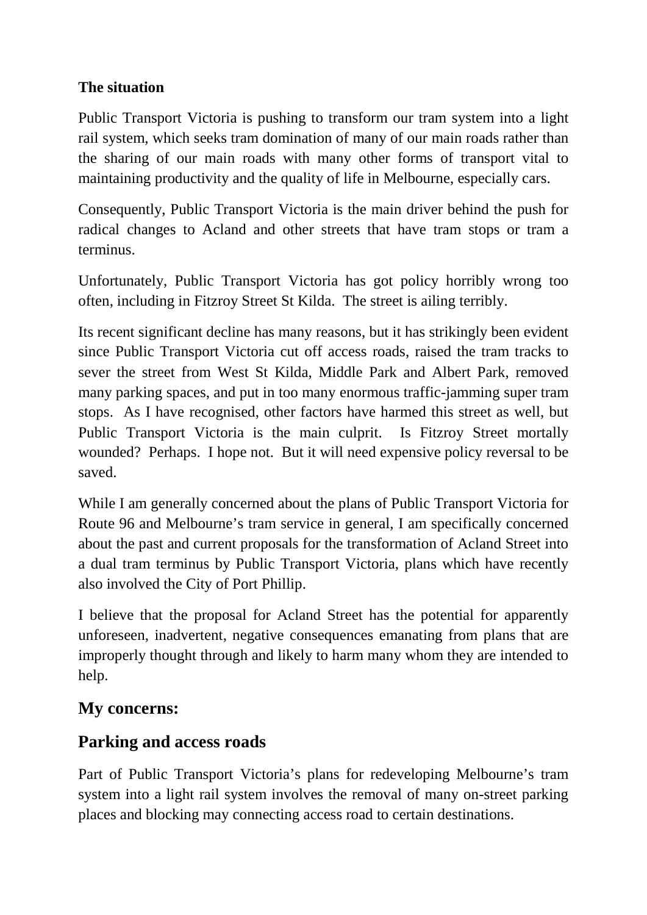**The situation**

Public Transport Victoria is pushing to transform our tram system into a light rail system, which seeks tram domination of many of our main roads rather than the sharing of our main roads with many other forms of transport vital to maintaining productivity and the quality of life in Melbourne, especially cars.

Consequently, Public Transport Victoria is the main driver behind the push for radical changes to Acland and other streets that have tram stops or tram a terminus.

Unfortunately, Public Transport Victoria has got policy horribly wrong too often, including in Fitzroy Street St Kilda. The street is ailing terribly.

Its recent significant decline has many reasons, but it has strikingly been evident since Public Transport Victoria cut off access roads, raised the tram tracks to sever the street from West St Kilda, Middle Park and Albert Park, removed many parking spaces, and put in too many enormous traffic-jamming super tram stops. As I have recognised, other factors have harmed this street as well, but Public Transport Victoria is the main culprit. Is Fitzroy Street mortally wounded? Perhaps. I hope not. But it will need expensive policy reversal to be saved.

While I am generally concerned about the plans of Public Transport Victoria for Route 96 and Melbourne's tram service in general, I am specifically concerned about the past and current proposals for the transformation of Acland Street into a dual tram terminus by Public Transport Victoria, plans which have recently also involved the City of Port Phillip.

I believe that the proposal for Acland Street has the potential for apparently unforeseen, inadvertent, negative consequences emanating from plans that are improperly thought through and likely to harm many whom they are intended to help.

## My concerns:

## Parking and access roads

Part of Public Transport Victoria's plans for redeveloping Melbourne's tram system into a light rail system involves the removal of many on-street parking places and blocking may connecting access road to certain destinations.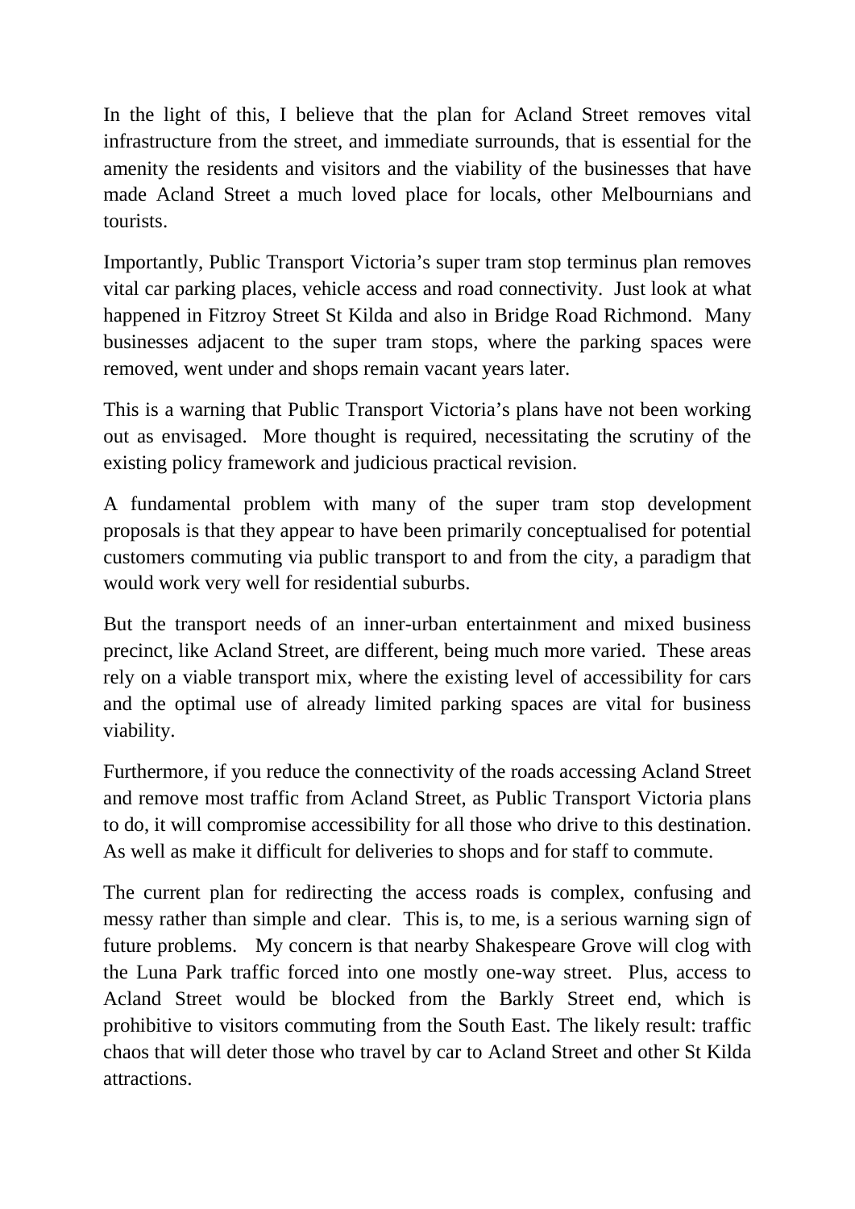In the light of this, I believe that the plan for Acland Street removes vital infrastructure from the street, and immediate surrounds, that is essential for the amenity the residents and visitors and the viability of the businesses that have made Acland Street a much loved place for locals, other Melbournians and tourists.

Importantly, Public Transport Victoria's super tram stop terminus plan removes vital car parking places, vehicle access and road connectivity. Just look at what happened in Fitzroy Street St Kilda and also in Bridge Road Richmond. Many businesses adjacent to the super tram stops, where the parking spaces were removed, went under and shops remain vacant years later.

This is a warning that Public Transport Victoria's plans have not been working out as envisaged. More thought is required, necessitating the scrutiny of the existing policy framework and judicious practical revision.

A fundamental problem with many of the super tram stop development proposals is that they appear to have been primarily conceptualised for potential customers commuting via public transport to and from the city, a paradigm that would work very well for residential suburbs.

But the transport needs of an inner-urban entertainment and mixed business precinct, like Acland Street, are different, being much more varied. These areas rely on a viable transport mix, where the existing level of accessibility for cars and the optimal use of already limited parking spaces are vital for business viability.

Furthermore, if you reduce the connectivity of the roads accessing Acland Street and remove most traffic from Acland Street, as Public Transport Victoria plans to do, it will compromise accessibility for all those who drive to this destination. As well as make it difficult for deliveries to shops and for staff to commute.

The current plan for redirecting the access roads is complex, confusing and messy rather than simple and clear. This is, to me, is a serious warning sign of future problems. My concern is that nearby Shakespeare Grove will clog with the Luna Park traffic forced into one mostly one-way street. Plus, access to Acland Street would be blocked from the Barkly Street end, which is prohibitive to visitors commuting from the South East. The likely result: traffic chaos that will deter those who travel by car to Acland Street and other St Kilda attractions.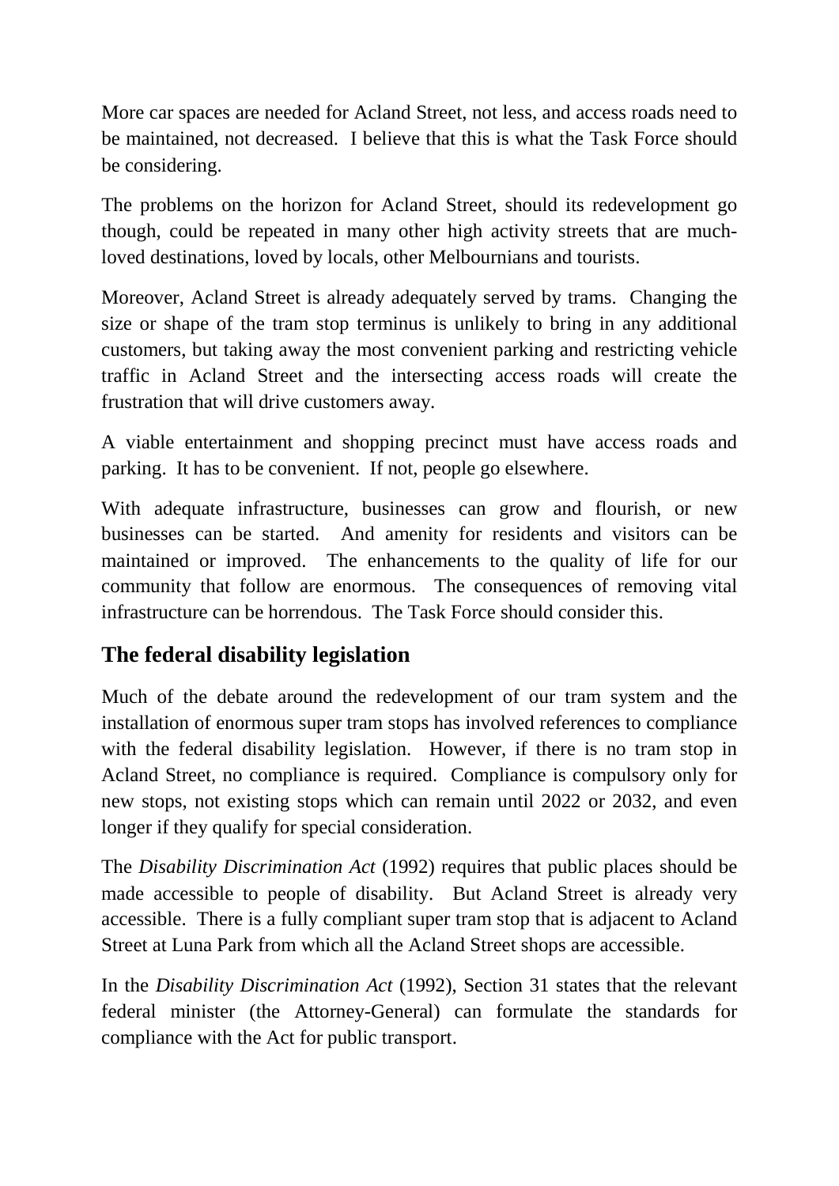More car spaces are needed for Acland Street, not less, and access roads need to be maintained, not decreased. I believe that this is what the Task Force should be considering.

The problems on the horizon for Acland Street, should its redevelopment go though, could be repeated in many other high activity streets that are much-loved destinations, loved by locals, other Melbournians and tourists.

Moreover, Acland Street is already adequately served by trams. Changing the size or shape of the tram stop terminus is unlikely to bring in any additional customers, but taking away the most convenient parking and restricting vehicle traffic in Acland Street and the intersecting access roads will create the frustration that will drive customers away.

A viable entertainment and shopping precinct must have access roads and parking. It has to be convenient. If not, people go elsewhere.

With adequate infrastructure, businesses can grow and flourish, or new businesses can be started. And amenity for residents and visitors can be maintained or improved. The enhancements to the quality of life for our community that follow are enormous. The consequences of removing vital infrastructure can be horrendous. The Task Force should consider this.

## The federal disability legislation

Much of the debate around the redevelopment of our tram system and the installation of enormous super tram stops has involved references to compliance with the federal disability legislation. However, if there is no tram stop in Acland Street, no compliance is required. Compliance is compulsory only for new stops, not existing stops which can remain until 2022 or 2032, and even longer if they qualify for special consideration.

The *Disability Discrimination Act* (1992) requires that public places should be made accessible to people of disability. But Acland Street is already very accessible. There is a fully compliant super tram stop that is adjacent to Acland Street at Luna Park from which all the Acland Street shops are accessible.

In the *Disability Discrimination Act* (1992), Section 31 states that the relevant federal minister (the Attorney-General) can formulate the standards for compliance with the Act for public transport.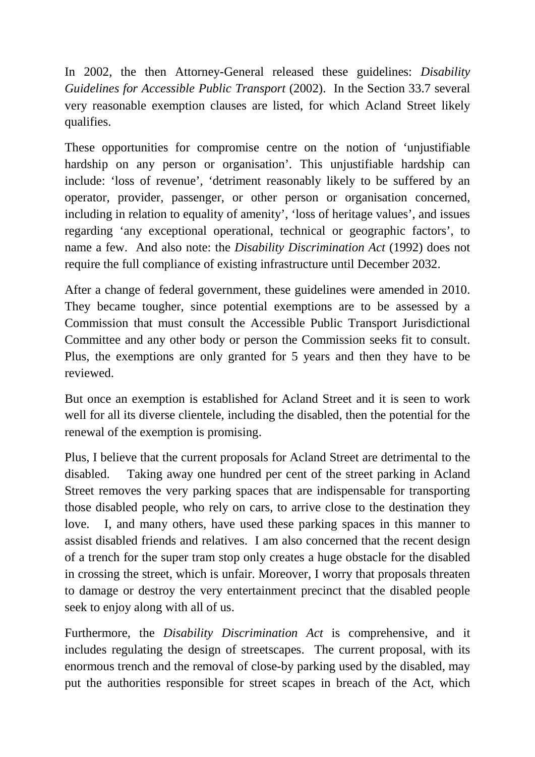In 2002, the then Attorney-General released these guidelines: *Disability Guidelines for Accessible Public Transport* (2002). In the Section 33.7 several very reasonable exemption clauses are listed, for which Acland Street likely qualifies.

These opportunities for compromise centre on the notion of 'unjustifiable hardship on any person or organisation'. This unjustifiable hardship can include: 'loss of revenue', 'detriment reasonably likely to be suffered by an operator, provider, passenger, or other person or organisation concerned, including in relation to equality of amenity', 'loss of heritage values', and issues regarding 'any exceptional operational, technical or geographic factors', to name a few. And also note: the *Disability Discrimination Act* (1992) does not require the full compliance of existing infrastructure until December 2032.

After a change of federal government, these guidelines were amended in 2010. They became tougher, since potential exemptions are to be assessed by a Commission that must consult the Accessible Public Transport Jurisdictional Committee and any other body or person the Commission seeks fit to consult. Plus, the exemptions are only granted for 5 years and then they have to be reviewed.

But once an exemption is established for Acland Street and it is seen to work well for all its diverse clientele, including the disabled, then the potential for the renewal of the exemption is promising.

Plus, I believe that the current proposals for Acland Street are detrimental to the disabled. Taking away one hundred per cent of the street parking in Acland Street removes the very parking spaces that are indispensable for transporting those disabled people, who rely on cars, to arrive close to the destination they love. I, and many others, have used these parking spaces in this manner to assist disabled friends and relatives. I am also concerned that the recent design of a trench for the super tram stop only creates a huge obstacle for the disabled in crossing the street, which is unfair. Moreover, I worry that proposals threaten to damage or destroy the very entertainment precinct that the disabled people seek to enjoy along with all of us.

Furthermore, the *Disability Discrimination Act* is comprehensive, and it includes regulating the design of streetscapes. The current proposal, with its enormous trench and the removal of close-by parking used by the disabled, may put the authorities responsible for street scapes in breach of the Act, which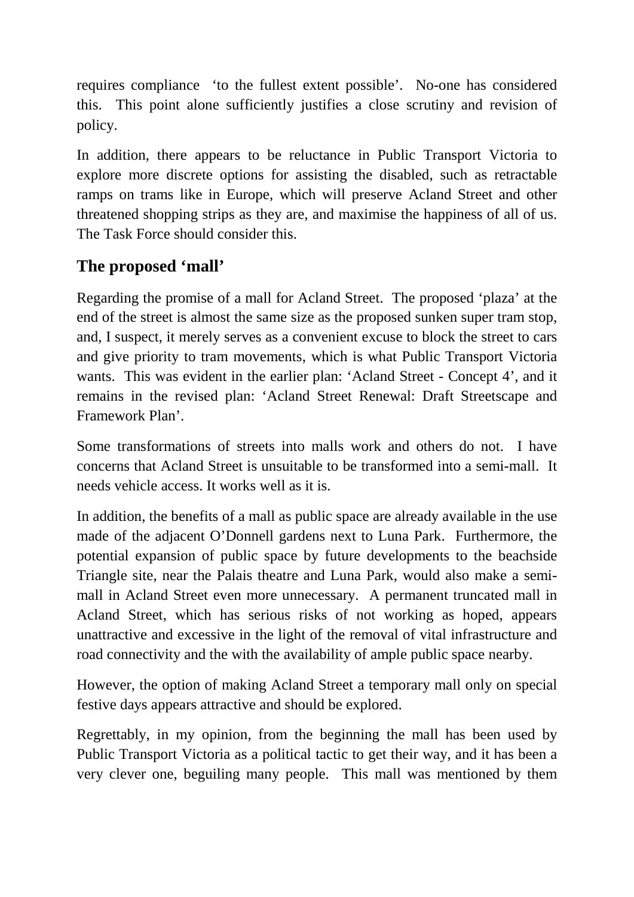requires compliance 'to the fullest extent possible'. No-one has considered this. This point alone sufficiently justifies a close scrutiny and revision of policy.

In addition, there appears to be reluctance in Public Transport Victoria to explore more discrete options for assisting the disabled, such as retractable ramps on trams like in Europe, which will preserve Acland Street and other threatened shopping strips as they are, and maximise the happiness of all of us. The Task Force should consider this.

## The proposed 'mall'

Regarding the promise of a mall for Acland Street. The proposed 'plaza' at the end of the street is almost the same size as the proposed sunken super tram stop, and, I suspect, it merely serves as a convenient excuse to block the street to cars and give priority to tram movements, which is what Public Transport Victoria wants. This was evident in the earlier plan: 'Acland Street - Concept 4', and it remains in the revised plan: 'Acland Street Renewal: Draft Streetscape and Framework Plan'.

Some transformations of streets into malls work and others do not. I have concerns that Acland Street is unsuitable to be transformed into a semi-mall. It needs vehicle access. It works well as it is.

In addition, the benefits of a mall as public space are already available in the use made of the adjacent O'Donnell gardens next to Luna Park. Furthermore, the potential expansion of public space by future developments to the beachside Triangle site, near the Palais theatre and Luna Park, would also make a semi-mall in Acland Street even more unnecessary. A permanent truncated mall in Acland Street, which has serious risks of not working as hoped, appears unattractive and excessive in the light of the removal of vital infrastructure and road connectivity and the with the availability of ample public space nearby.

However, the option of making Acland Street a temporary mall only on special festive days appears attractive and should be explored.

Regrettably, in my opinion, from the beginning the mall has been used by Public Transport Victoria as a political tactic to get their way, and it has been a very clever one, beguiling many people. This mall was mentioned by them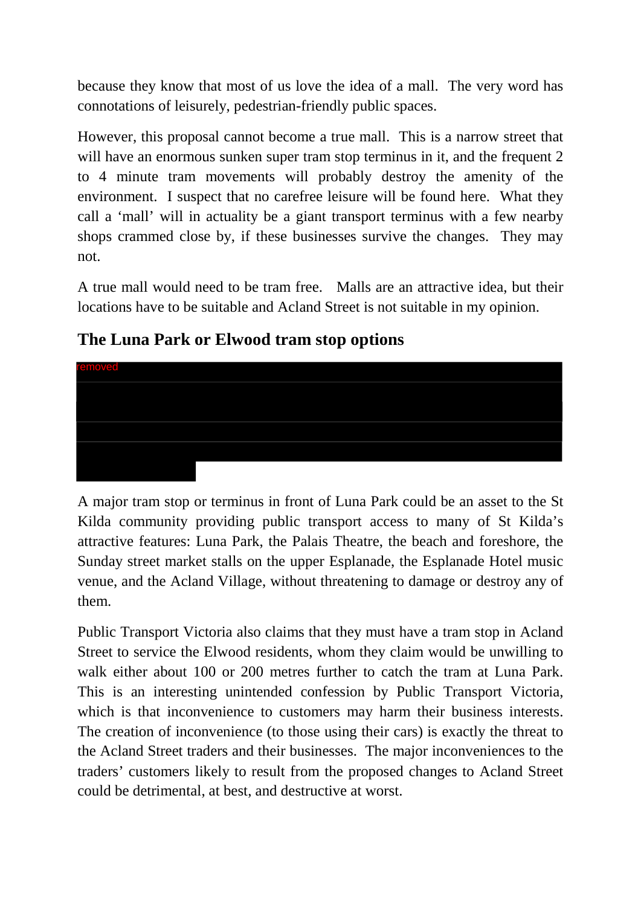because they know that most of us love the idea of a mall. The very word has connotations of leisurely, pedestrian-friendly public spaces.

However, this proposal cannot become a true mall. This is a narrow street that will have an enormous sunken super tram stop terminus in it, and the frequent 2 to 4 minute tram movements will probably destroy the amenity of the environment. I suspect that no carefree leisure will be found here. What they call a 'mall' will in actuality be a giant transport terminus with a few nearby shops crammed close by, if these businesses survive the changes. They may not.

A true mall would need to be tram free. Malls are an attractive idea, but their locations have to be suitable and Acland Street is not suitable in my opinion.

## The Luna Park or Elwood tram stop options

removed

A major tram stop or terminus in front of Luna Park could be an asset to the St Kilda community providing public transport access to many of St Kilda's attractive features: Luna Park, the Palais Theatre, the beach and foreshore, the Sunday street market stalls on the upper Esplanade, the Esplanade Hotel music venue, and the Acland Village, without threatening to damage or destroy any of them.

Public Transport Victoria also claims that they must have a tram stop in Acland Street to service the Elwood residents, whom they claim would be unwilling to walk either about 100 or 200 metres further to catch the tram at Luna Park. This is an interesting unintended confession by Public Transport Victoria, which is that inconvenience to customers may harm their business interests. The creation of inconvenience (to those using their cars) is exactly the threat to the Acland Street traders and their businesses. The major inconveniences to the traders' customers likely to result from the proposed changes to Acland Street could be detrimental, at best, and destructive at worst.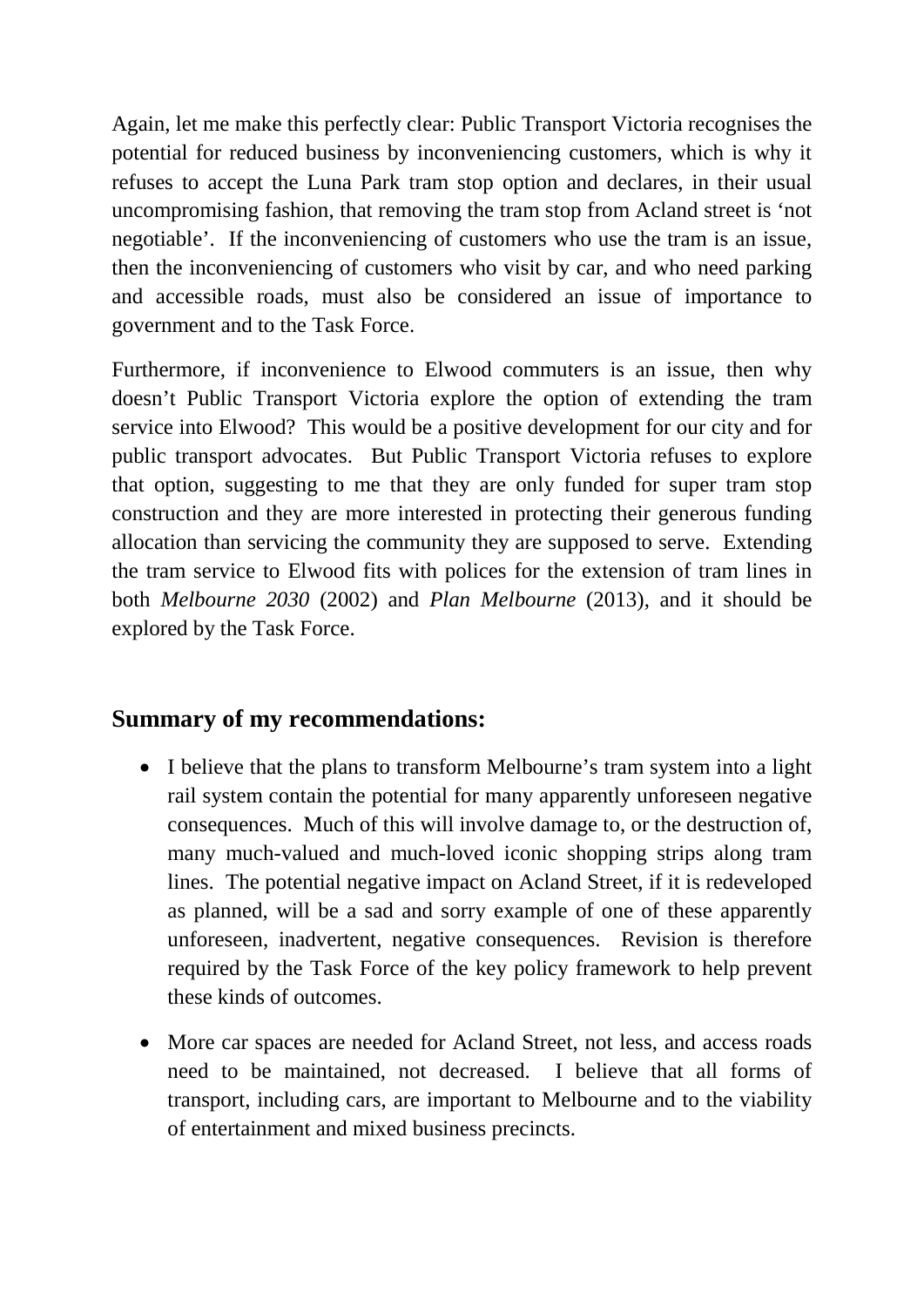Again, let me make this perfectly clear: Public Transport Victoria recognises the potential for reduced business by inconveniencing customers, which is why it refuses to accept the Luna Park tram stop option and declares, in their usual uncompromising fashion, that removing the tram stop from Acland street is 'not negotiable'. If the inconveniencing of customers who use the tram is an issue, then the inconveniencing of customers who visit by car, and who need parking and accessible roads, must also be considered an issue of importance to government and to the Task Force.

Furthermore, if inconvenience to Elwood commuters is an issue, then why doesn't Public Transport Victoria explore the option of extending the tram service into Elwood? This would be a positive development for our city and for public transport advocates. But Public Transport Victoria refuses to explore that option, suggesting to me that they are only funded for super tram stop construction and they are more interested in protecting their generous funding allocation than servicing the community they are supposed to serve. Extending the tram service to Elwood fits with polices for the extension of tram lines in both *Melbourne 2030* (2002) and *Plan Melbourne* (2013), and it should be explored by the Task Force.

## Summary of my recommendations:

- I believe that the plans to transform Melbourne's tram system into a light rail system contain the potential for many apparently unforeseen negative consequences. Much of this will involve damage to, or the destruction of, many much-valued and much-loved iconic shopping strips along tram lines. The potential negative impact on Acland Street, if it is redeveloped as planned, will be a sad and sorry example of one of these apparently unforeseen, inadvertent, negative consequences. Revision is therefore required by the Task Force of the key policy framework to help prevent these kinds of outcomes.
- More car spaces are needed for Acland Street, not less, and access roads need to be maintained, not decreased. I believe that all forms of transport, including cars, are important to Melbourne and to the viability of entertainment and mixed business precincts.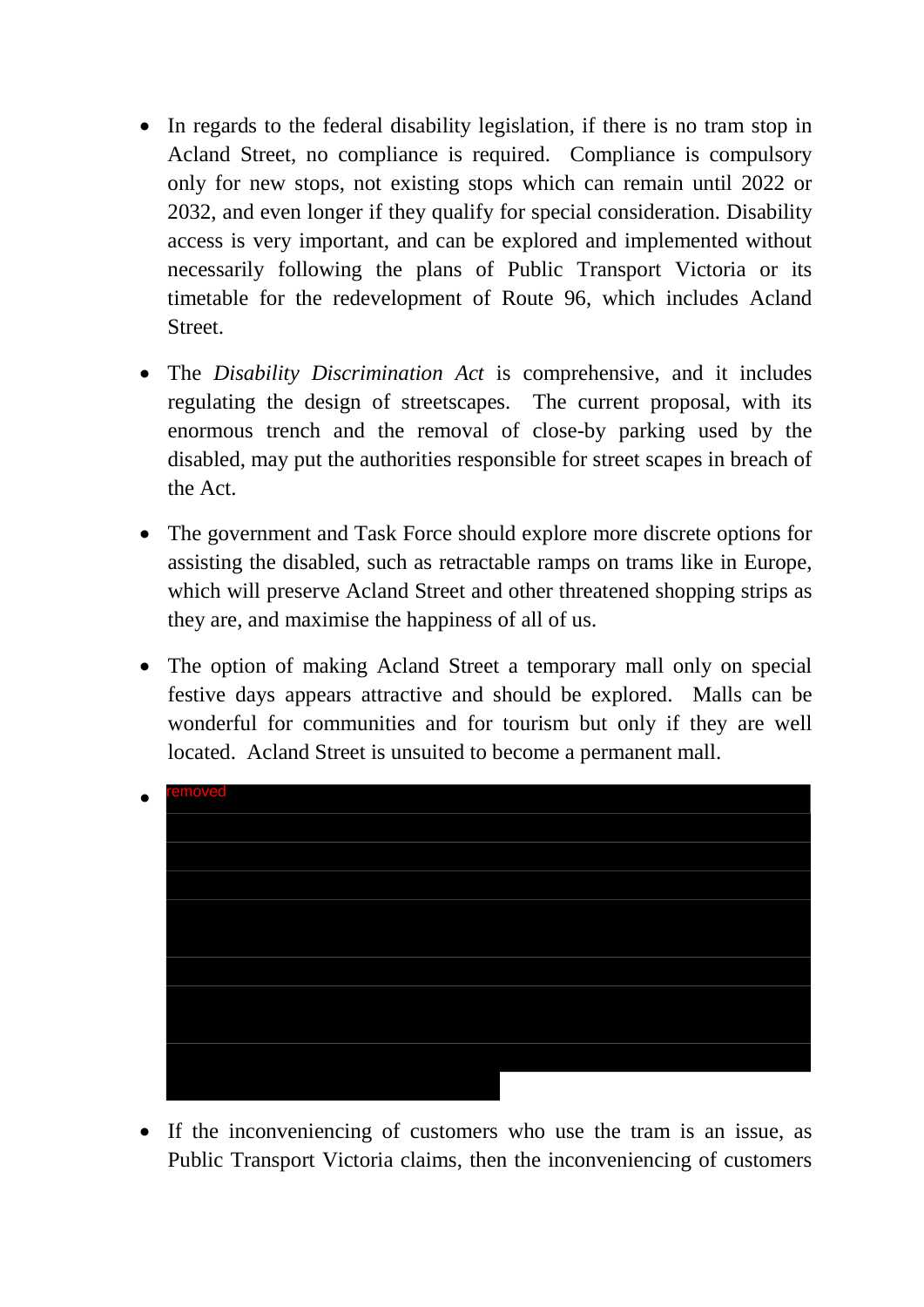- In regards to the federal disability legislation, if there is no tram stop in Acland Street, no compliance is required. Compliance is compulsory only for new stops, not existing stops which can remain until 2022 or 2032, and even longer if they qualify for special consideration. Disability access is very important, and can be explored and implemented without necessarily following the plans of Public Transport Victoria or its timetable for the redevelopment of Route 96, which includes Acland Street.

- The *Disability Discrimination Act* is comprehensive, and it includes regulating the design of streetscapes. The current proposal, with its enormous trench and the removal of close-by parking used by the disabled, may put the authorities responsible for street scapes in breach of the Act.

- The government and Task Force should explore more discrete options for assisting the disabled, such as retractable ramps on trams like in Europe, which will preserve Acland Street and other threatened shopping strips as they are, and maximise the happiness of all of us.

- The option of making Acland Street a temporary mall only on special festive days appears attractive and should be explored. Malls can be wonderful for communities and for tourism but only if they are well located. Acland Street is unsuited to become a permanent mall.

- removed

- If the inconveniencing of customers who use the tram is an issue, as Public Transport Victoria claims, then the inconveniencing of customers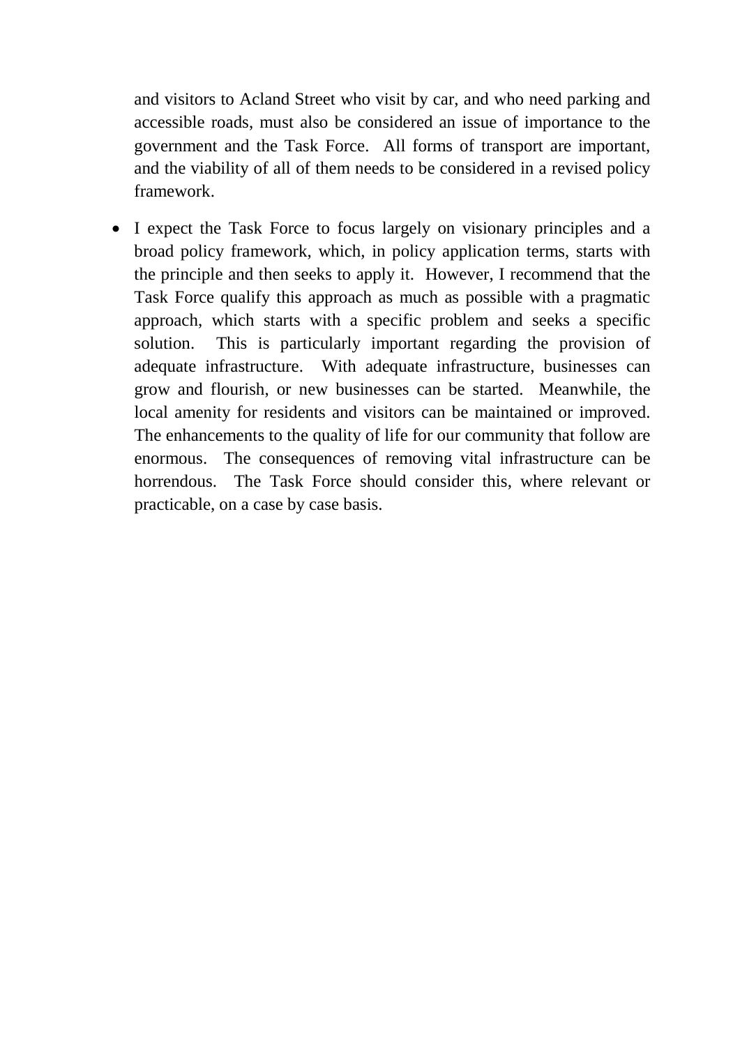and visitors to Acland Street who visit by car, and who need parking and accessible roads, must also be considered an issue of importance to the government and the Task Force. All forms of transport are important, and the viability of all of them needs to be considered in a revised policy framework.

- I expect the Task Force to focus largely on visionary principles and a broad policy framework, which, in policy application terms, starts with the principle and then seeks to apply it. However, I recommend that the Task Force qualify this approach as much as possible with a pragmatic approach, which starts with a specific problem and seeks a specific solution. This is particularly important regarding the provision of adequate infrastructure. With adequate infrastructure, businesses can grow and flourish, or new businesses can be started. Meanwhile, the local amenity for residents and visitors can be maintained or improved. The enhancements to the quality of life for our community that follow are enormous. The consequences of removing vital infrastructure can be horrendous. The Task Force should consider this, where relevant or practicable, on a case by case basis.